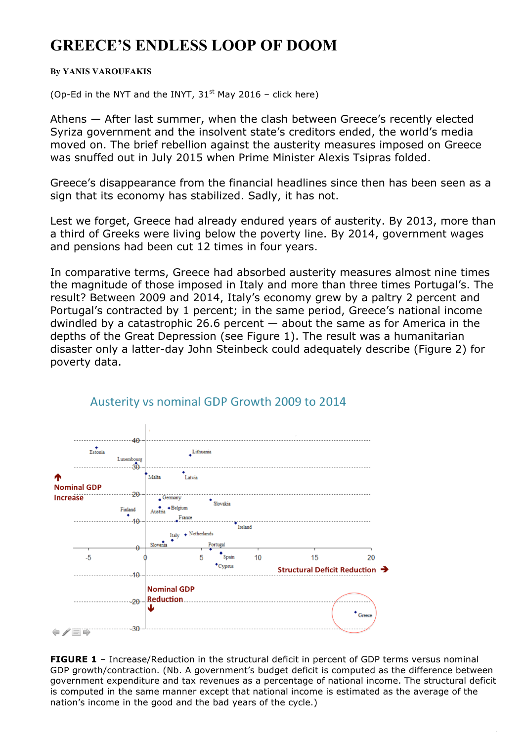# GREECE'S ENDLESS LOOP OF DOOM

**By YANIS VAROUFAKIS**

(Op-Ed in the NYT and the INYT, 31st May 2016 – click here)

Athens — After last summer, when the clash between Greece's recently elected Syriza government and the insolvent state's creditors ended, the world's media moved on. The brief rebellion against the austerity measures imposed on Greece was snuffed out in July 2015 when Prime Minister Alexis Tsipras folded.

Greece's disappearance from the financial headlines since then has been seen as a sign that its economy has stabilized. Sadly, it has not.

Lest we forget, Greece had already endured years of austerity. By 2013, more than a third of Greeks were living below the poverty line. By 2014, government wages and pensions had been cut 12 times in four years.

In comparative terms, Greece had absorbed austerity measures almost nine times the magnitude of those imposed in Italy and more than three times Portugal's. The result? Between 2009 and 2014, Italy's economy grew by a paltry 2 percent and Portugal's contracted by 1 percent; in the same period, Greece's national income dwindled by a catastrophic 26.6 percent — about the same as for America in the depths of the Great Depression (see Figure 1). The result was a humanitarian disaster only a latter-day John Steinbeck could adequately describe (Figure 2) for poverty data.

**FIGURE 1** – Increase/Reduction in the structural deficit in percent of GDP terms versus nominal GDP growth/contraction. (Nb. A government's budget deficit is computed as the difference between government expenditure and tax revenues as a percentage of national income. The structural deficit is computed in the same manner except that national income is estimated as the average of the nation's income in the good and the bad years of the cycle.)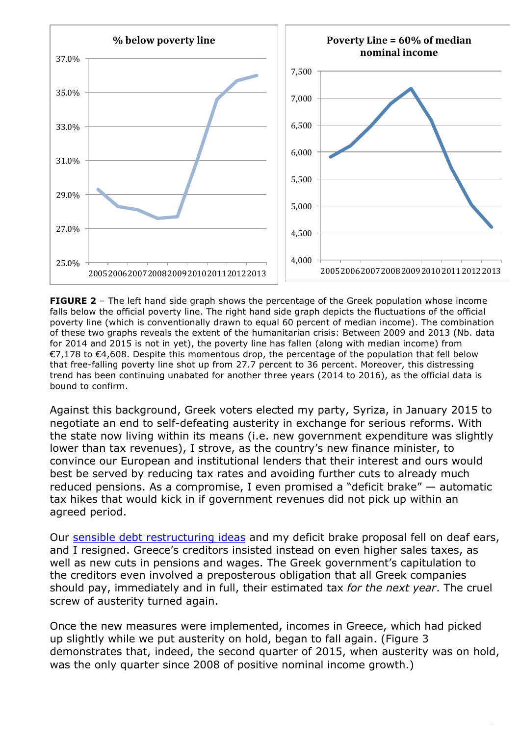**FIGURE 2** – The left hand side graph shows the percentage of the Greek population whose income falls below the official poverty line. The right hand side graph depicts the fluctuations of the official poverty line (which is conventionally drawn to equal 60 percent of median income). The combination of these two graphs reveals the extent of the humanitarian crisis: Between 2009 and 2013 (Nb. data for 2014 and 2015 is not in yet), the poverty line has fallen (along with median income) from €7,178 to €4,608. Despite this momentous drop, the percentage of the population that fell below that free-falling poverty line shot up from 27.7 percent to 36 percent. Moreover, this distressing trend has been continuing unabated for another three years (2014 to 2016), as the official data is bound to confirm.

Against this background, Greek voters elected my party, Syriza, in January 2015 to negotiate an end to self-defeating austerity in exchange for serious reforms. With the state now living within its means (i.e. new government expenditure was slightly lower than tax revenues), I strove, as the country's new finance minister, to convince our European and institutional lenders that their interest and ours would best be served by reducing tax rates and avoiding further cuts to already much reduced pensions. As a compromise, I even promised a "deficit brake" — automatic tax hikes that would kick in if government revenues did not pick up within an agreed period.

Our sensible debt restructuring ideas and my deficit brake proposal fell on deaf ears, and I resigned. Greece's creditors insisted instead on even higher sales taxes, as well as new cuts in pensions and wages. The Greek government's capitulation to the creditors even involved a preposterous obligation that all Greek companies should pay, immediately and in full, their estimated tax *for the next year*. The cruel screw of austerity turned again.

Once the new measures were implemented, incomes in Greece, which had picked up slightly while we put austerity on hold, began to fall again. (Figure 3 demonstrates that, indeed, the second quarter of 2015, when austerity was on hold, was the only quarter since 2008 of positive nominal income growth.)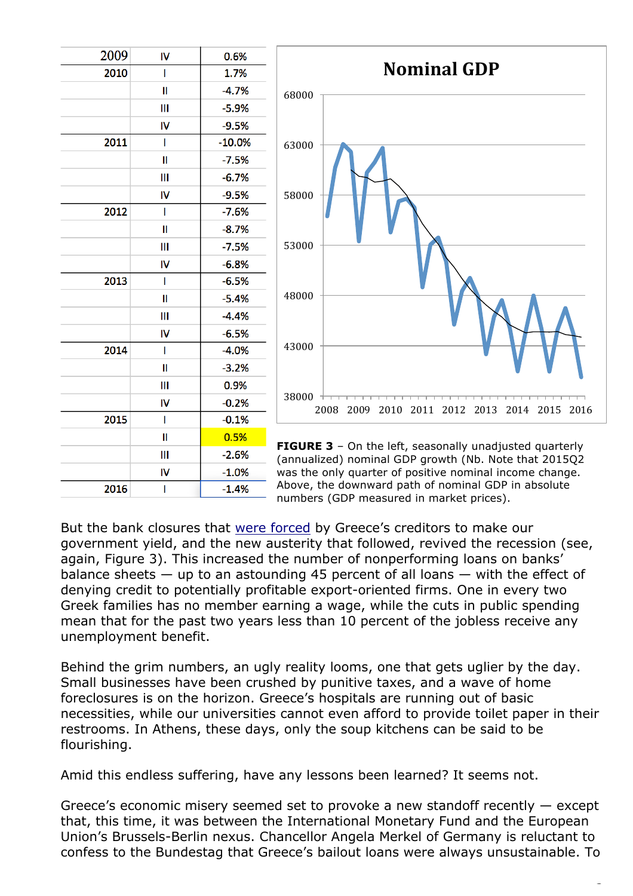| Year | Quarter | Growth |
|---|---|---|
| 2009 | IV | 0.6% |
| 2010 | I | 1.7% |
| | II | -4.7% |
| | III | -5.9% |
| | IV | -9.5% |
| 2011 | I | -10.0% |
| | II | -7.5% |
| | III | -6.7% |
| | IV | -9.5% |
| 2012 | I | -7.6% |
| | II | -8.7% |
| | III | -7.5% |
| | IV | -6.8% |
| 2013 | I | -6.5% |
| | II | -5.4% |
| | III | -4.4% |
| | IV | -6.5% |
| 2014 | I | -4.0% |
| | II | -3.2% |
| | III | 0.9% |
| | IV | -0.2% |
| 2015 | I | -0.1% |
| | II | 0.5% |
| | III | -2.6% |
| | IV | -1.0% |
| 2016 | I | -1.4% |

**FIGURE 3** – On the left, seasonally unadjusted quarterly (annualized) nominal GDP growth (Nb. Note that 2015Q2 was the only quarter of positive nominal income change. Above, the downward path of nominal GDP in absolute numbers (GDP measured in market prices).

But the bank closures that were forced by Greece's creditors to make our government yield, and the new austerity that followed, revived the recession (see, again, Figure 3). This increased the number of nonperforming loans on banks' balance sheets — up to an astounding 45 percent of all loans — with the effect of denying credit to potentially profitable export-oriented firms. One in every two Greek families has no member earning a wage, while the cuts in public spending mean that for the past two years less than 10 percent of the jobless receive any unemployment benefit.

Behind the grim numbers, an ugly reality looms, one that gets uglier by the day. Small businesses have been crushed by punitive taxes, and a wave of home foreclosures is on the horizon. Greece's hospitals are running out of basic necessities, while our universities cannot even afford to provide toilet paper in their restrooms. In Athens, these days, only the soup kitchens can be said to be flourishing.

Amid this endless suffering, have any lessons been learned? It seems not.

Greece's economic misery seemed set to provoke a new standoff recently — except that, this time, it was between the International Monetary Fund and the European Union's Brussels-Berlin nexus. Chancellor Angela Merkel of Germany is reluctant to confess to the Bundestag that Greece's bailout loans were always unsustainable. To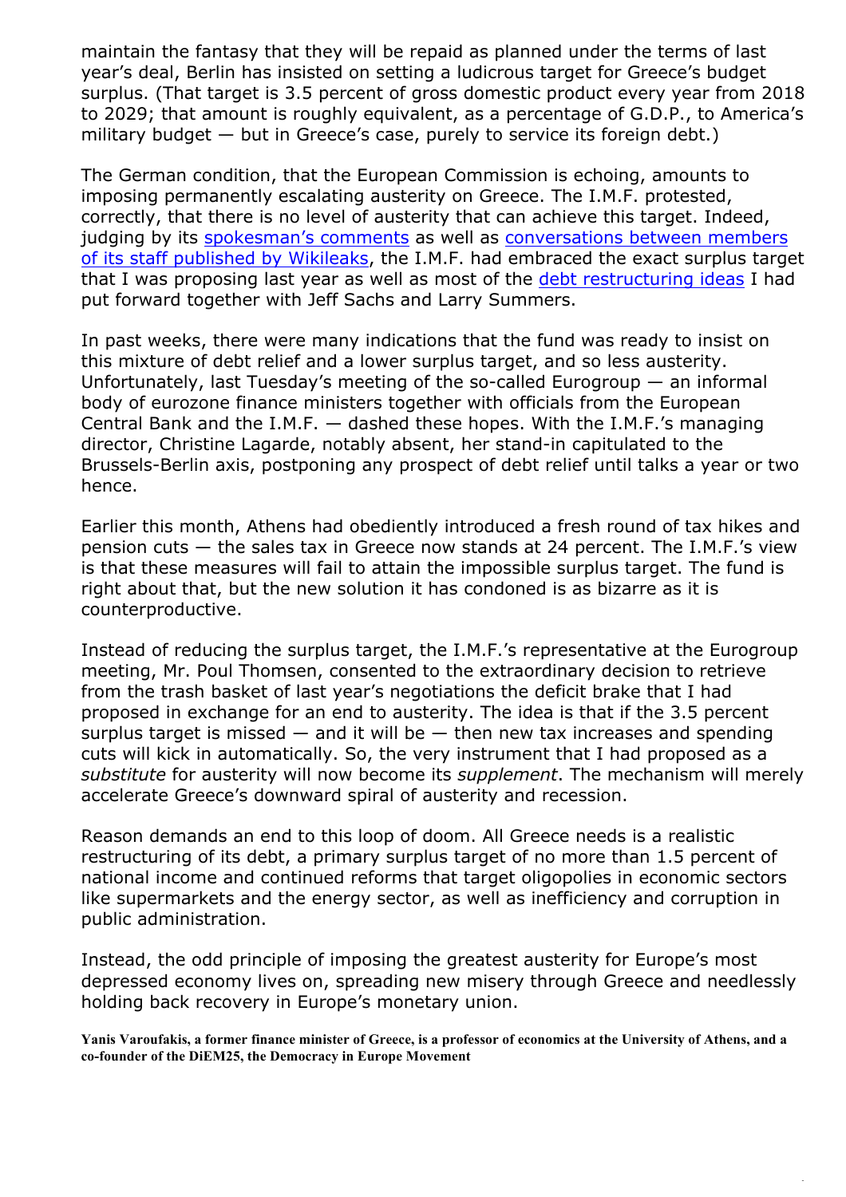maintain the fantasy that they will be repaid as planned under the terms of last year's deal, Berlin has insisted on setting a ludicrous target for Greece's budget surplus. (That target is 3.5 percent of gross domestic product every year from 2018 to 2029; that amount is roughly equivalent, as a percentage of G.D.P., to America's military budget — but in Greece's case, purely to service its foreign debt.)

The German condition, that the European Commission is echoing, amounts to imposing permanently escalating austerity on Greece. The I.M.F. protested, correctly, that there is no level of austerity that can achieve this target. Indeed, judging by its spokesman's comments as well as conversations between members of its staff published by Wikileaks, the I.M.F. had embraced the exact surplus target that I was proposing last year as well as most of the debt restructuring ideas I had put forward together with Jeff Sachs and Larry Summers.

In past weeks, there were many indications that the fund was ready to insist on this mixture of debt relief and a lower surplus target, and so less austerity. Unfortunately, last Tuesday's meeting of the so-called Eurogroup — an informal body of eurozone finance ministers together with officials from the European Central Bank and the I.M.F. — dashed these hopes. With the I.M.F.'s managing director, Christine Lagarde, notably absent, her stand-in capitulated to the Brussels-Berlin axis, postponing any prospect of debt relief until talks a year or two hence.

Earlier this month, Athens had obediently introduced a fresh round of tax hikes and pension cuts — the sales tax in Greece now stands at 24 percent. The I.M.F.'s view is that these measures will fail to attain the impossible surplus target. The fund is right about that, but the new solution it has condoned is as bizarre as it is counterproductive.

Instead of reducing the surplus target, the I.M.F.'s representative at the Eurogroup meeting, Mr. Poul Thomsen, consented to the extraordinary decision to retrieve from the trash basket of last year's negotiations the deficit brake that I had proposed in exchange for an end to austerity. The idea is that if the 3.5 percent surplus target is missed — and it will be — then new tax increases and spending cuts will kick in automatically. So, the very instrument that I had proposed as a *substitute* for austerity will now become its *supplement*. The mechanism will merely accelerate Greece's downward spiral of austerity and recession.

Reason demands an end to this loop of doom. All Greece needs is a realistic restructuring of its debt, a primary surplus target of no more than 1.5 percent of national income and continued reforms that target oligopolies in economic sectors like supermarkets and the energy sector, as well as inefficiency and corruption in public administration.

Instead, the odd principle of imposing the greatest austerity for Europe's most depressed economy lives on, spreading new misery through Greece and needlessly holding back recovery in Europe's monetary union.

**Yanis Varoufakis, a former finance minister of Greece, is a professor of economics at the University of Athens, and a co-founder of the DiEM25, the Democracy in Europe Movement**